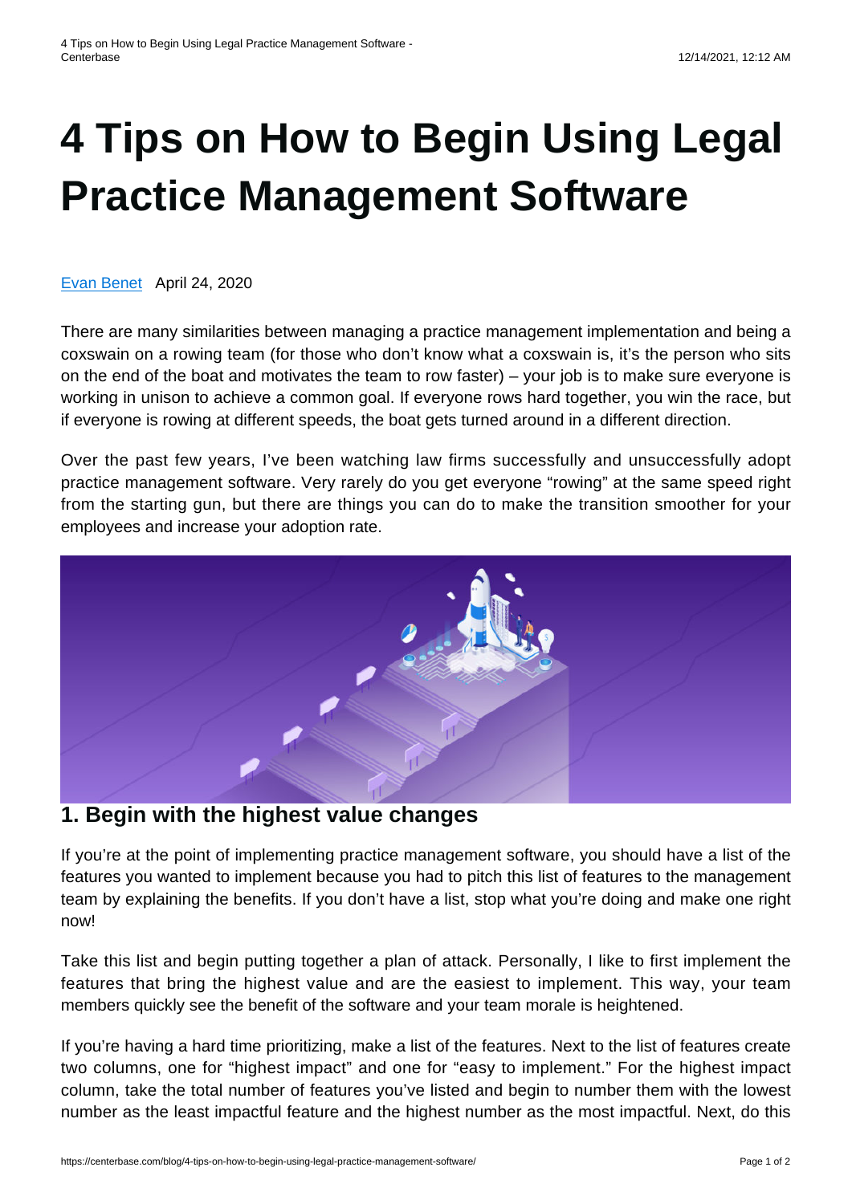# 4 Tips on How to Begin Using Legal Practice Management Software

Evan Benet April 24, 2020

There are many similarities between managing a practice management implementation and being a coxswain on a rowing team (for those who don't know what a coxswain is, it's the person who sits on the end of the boat and motivates the team to row faster) – your job is to make sure everyone is working in unison to achieve a common goal. If everyone rows hard together, you win the race, but if everyone is rowing at different speeds, the boat gets turned around in a different direction.

Over the past few years, I've been watching law firms successfully and unsuccessfully adopt practice management software. Very rarely do you get everyone "rowing" at the same speed right from the starting gun, but there are things you can do to make the transition smoother for your employees and increase your adoption rate.

## 1. Begin with the highest value changes

If you're at the point of implementing practice management software, you should have a list of the features you wanted to implement because you had to pitch this list of features to the management team by explaining the benefits. If you don't have a list, stop what you're doing and make one right now!

Take this list and begin putting together a plan of attack. Personally, I like to first implement the features that bring the highest value and are the easiest to implement. This way, your team members quickly see the benefit of the software and your team morale is heightened.

If you're having a hard time prioritizing, make a list of the features. Next to the list of features create two columns, one for "highest impact" and one for "easy to implement." For the highest impact column, take the total number of features you've listed and begin to number them with the lowest number as the least impactful feature and the highest number as the most impactful. Next, do this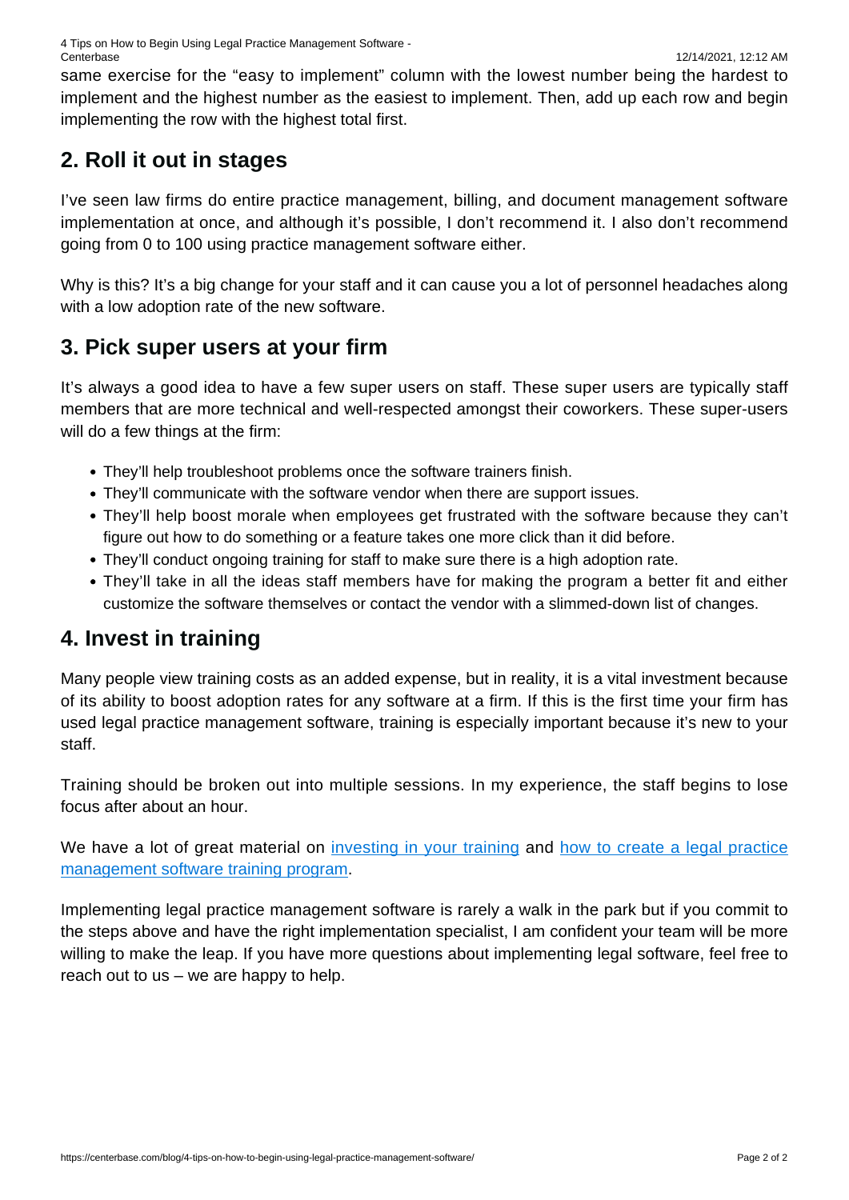same exercise for the “easy to implement” column with the lowest number being the hardest to implement and the highest number as the easiest to implement. Then, add up each row and begin implementing the row with the highest total first.

## 2. Roll it out in stages

I’ve seen law firms do entire practice management, billing, and document management software implementation at once, and although it’s possible, I don’t recommend it. I also don’t recommend going from 0 to 100 using practice management software either.

Why is this? It’s a big change for your staff and it can cause you a lot of personnel headaches along with a low adoption rate of the new software.

## 3. Pick super users at your firm

It’s always a good idea to have a few super users on staff. These super users are typically staff members that are more technical and well-respected amongst their coworkers. These super-users will do a few things at the firm:

- They’ll help troubleshoot problems once the software trainers finish.
- They’ll communicate with the software vendor when there are support issues.
- They’ll help boost morale when employees get frustrated with the software because they can’t figure out how to do something or a feature takes one more click than it did before.
- They’ll conduct ongoing training for staff to make sure there is a high adoption rate.
- They’ll take in all the ideas staff members have for making the program a better fit and either customize the software themselves or contact the vendor with a slimmed-down list of changes.

## 4. Invest in training

Many people view training costs as an added expense, but in reality, it is a vital investment because of its ability to boost adoption rates for any software at a firm. If this is the first time your firm has used legal practice management software, training is especially important because it’s new to your staff.

Training should be broken out into multiple sessions. In my experience, the staff begins to lose focus after about an hour.

We have a lot of great material on investing in your training and how to create a legal practice management software training program.

Implementing legal practice management software is rarely a walk in the park but if you commit to the steps above and have the right implementation specialist, I am confident your team will be more willing to make the leap. If you have more questions about implementing legal software, feel free to reach out to us – we are happy to help.